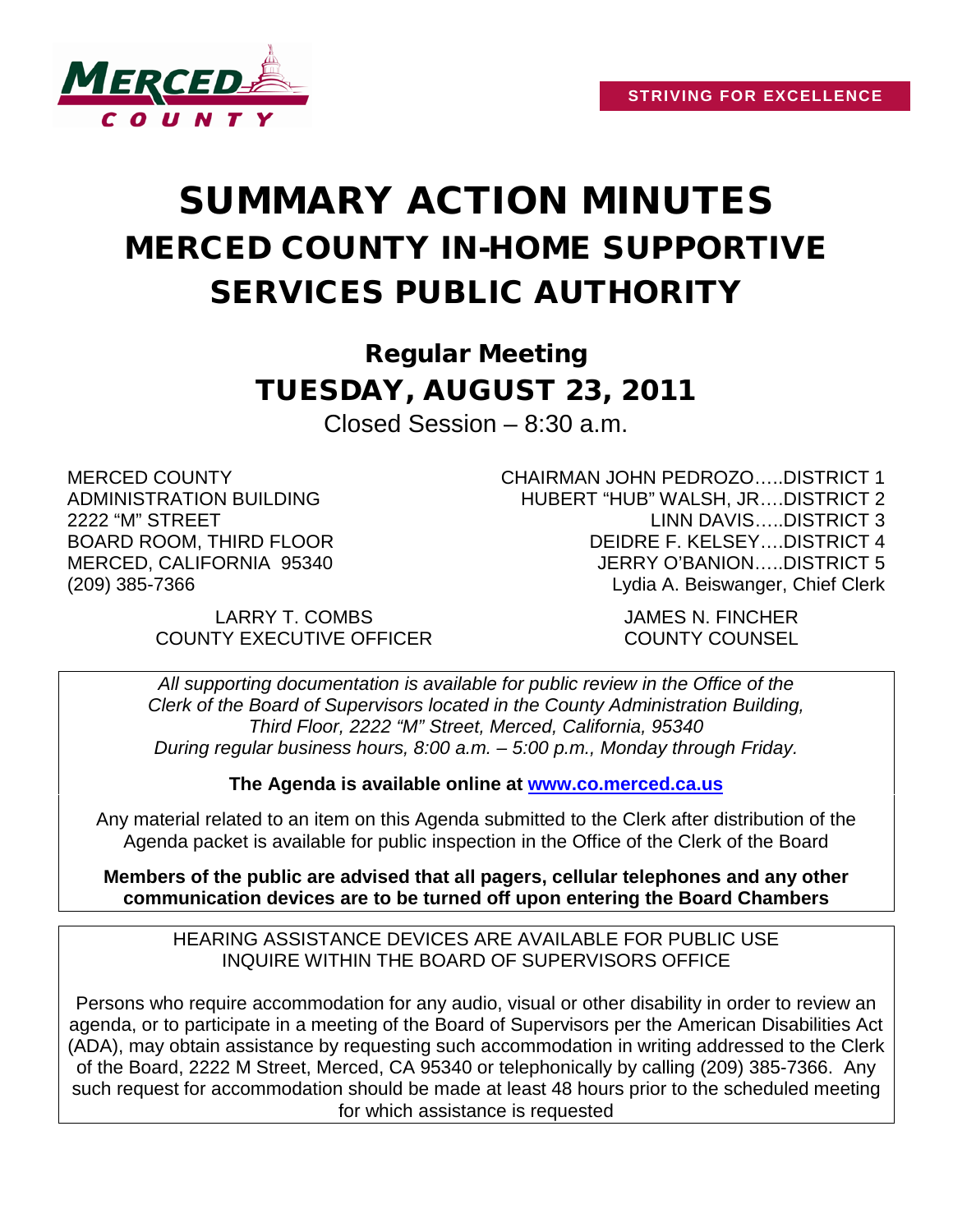STRIVING FOR EXCELLENCE

# SUMMARY ACTION MINUTES
# MERCED COUNTY IN-HOME SUPPORTIVE SERVICES PUBLIC AUTHORITY

## Regular Meeting
## TUESDAY, AUGUST 23, 2011

Closed Session – 8:30 a.m.

MERCED COUNTY
ADMINISTRATION BUILDING
2222 "M" STREET
BOARD ROOM, THIRD FLOOR
MERCED, CALIFORNIA 95340
(209) 385-7366

CHAIRMAN JOHN PEDROZO…..DISTRICT 1
HUBERT "HUB" WALSH, JR….DISTRICT 2
LINN DAVIS…..DISTRICT 3
DEIDRE F. KELSEY….DISTRICT 4
JERRY O'BANION…..DISTRICT 5
Lydia A. Beiswanger, Chief Clerk

LARRY T. COMBS
COUNTY EXECUTIVE OFFICER

JAMES N. FINCHER
COUNTY COUNSEL

*All supporting documentation is available for public review in the Office of the Clerk of the Board of Supervisors located in the County Administration Building, Third Floor, 2222 "M" Street, Merced, California, 95340 During regular business hours, 8:00 a.m. – 5:00 p.m., Monday through Friday.*

**The Agenda is available online at [www.co.merced.ca.us](http://www.co.merced.ca.us)**

Any material related to an item on this Agenda submitted to the Clerk after distribution of the Agenda packet is available for public inspection in the Office of the Clerk of the Board

**Members of the public are advised that all pagers, cellular telephones and any other communication devices are to be turned off upon entering the Board Chambers**

HEARING ASSISTANCE DEVICES ARE AVAILABLE FOR PUBLIC USE
INQUIRE WITHIN THE BOARD OF SUPERVISORS OFFICE

Persons who require accommodation for any audio, visual or other disability in order to review an agenda, or to participate in a meeting of the Board of Supervisors per the American Disabilities Act (ADA), may obtain assistance by requesting such accommodation in writing addressed to the Clerk of the Board, 2222 M Street, Merced, CA 95340 or telephonically by calling (209) 385-7366. Any such request for accommodation should be made at least 48 hours prior to the scheduled meeting for which assistance is requested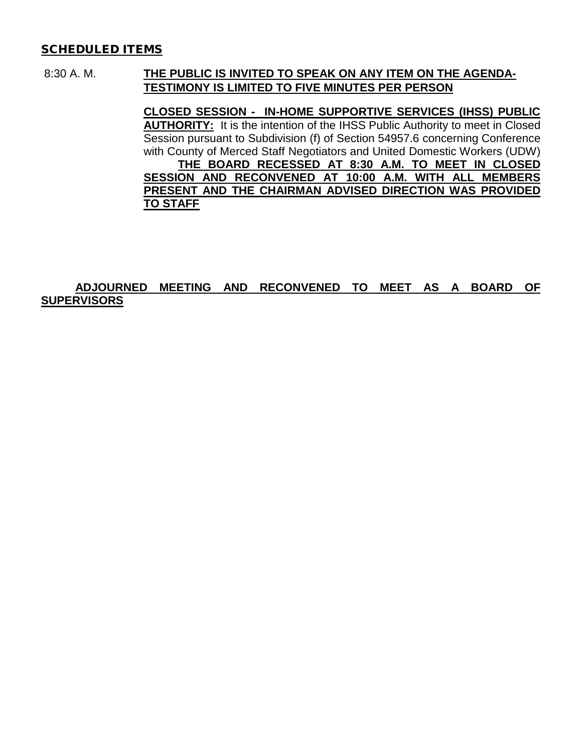## SCHEDULED ITEMS

8:30 A. M. **THE PUBLIC IS INVITED TO SPEAK ON ANY ITEM ON THE AGENDA-TESTIMONY IS LIMITED TO FIVE MINUTES PER PERSON**

**CLOSED SESSION - IN-HOME SUPPORTIVE SERVICES (IHSS) PUBLIC AUTHORITY:** It is the intention of the IHSS Public Authority to meet in Closed Session pursuant to Subdivision (f) of Section 54957.6 concerning Conference with County of Merced Staff Negotiators and United Domestic Workers (UDW)

**THE BOARD RECESSED AT 8:30 A.M. TO MEET IN CLOSED SESSION AND RECONVENED AT 10:00 A.M. WITH ALL MEMBERS PRESENT AND THE CHAIRMAN ADVISED DIRECTION WAS PROVIDED TO STAFF**

**ADJOURNED MEETING AND RECONVENED TO MEET AS A BOARD OF SUPERVISORS**